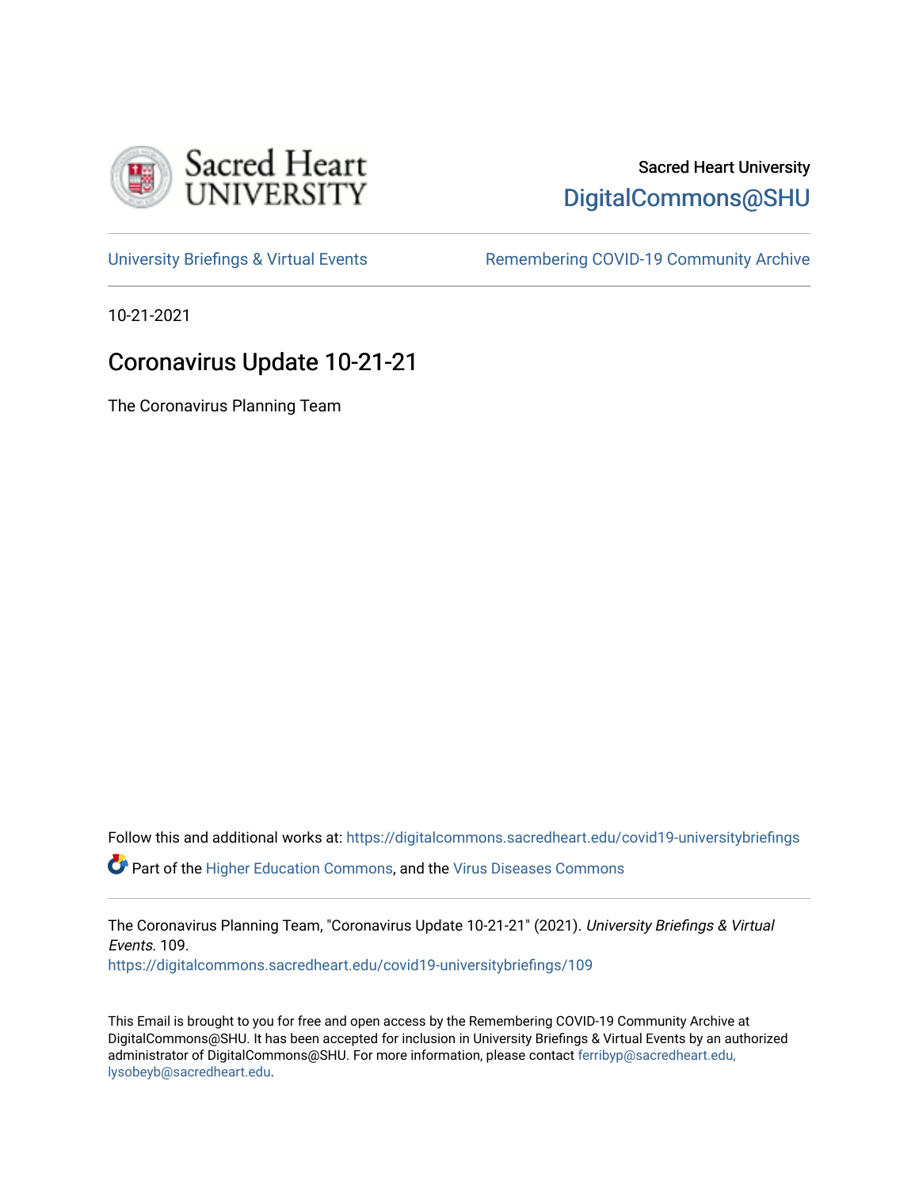Sacred Heart University

DigitalCommons@SHU

University Briefings & Virtual Events

Remembering COVID-19 Community Archive

10-21-2021

# Coronavirus Update 10-21-21

The Coronavirus Planning Team

Follow this and additional works at: https://digitalcommons.sacredheart.edu/covid19-universitybriefings

Part of the Higher Education Commons, and the Virus Diseases Commons

The Coronavirus Planning Team, "Coronavirus Update 10-21-21" (2021). *University Briefings & Virtual Events*. 109.
https://digitalcommons.sacredheart.edu/covid19-universitybriefings/109

This Email is brought to you for free and open access by the Remembering COVID-19 Community Archive at DigitalCommons@SHU. It has been accepted for inclusion in University Briefings & Virtual Events by an authorized administrator of DigitalCommons@SHU. For more information, please contact ferribyp@sacredheart.edu, lysobeyb@sacredheart.edu.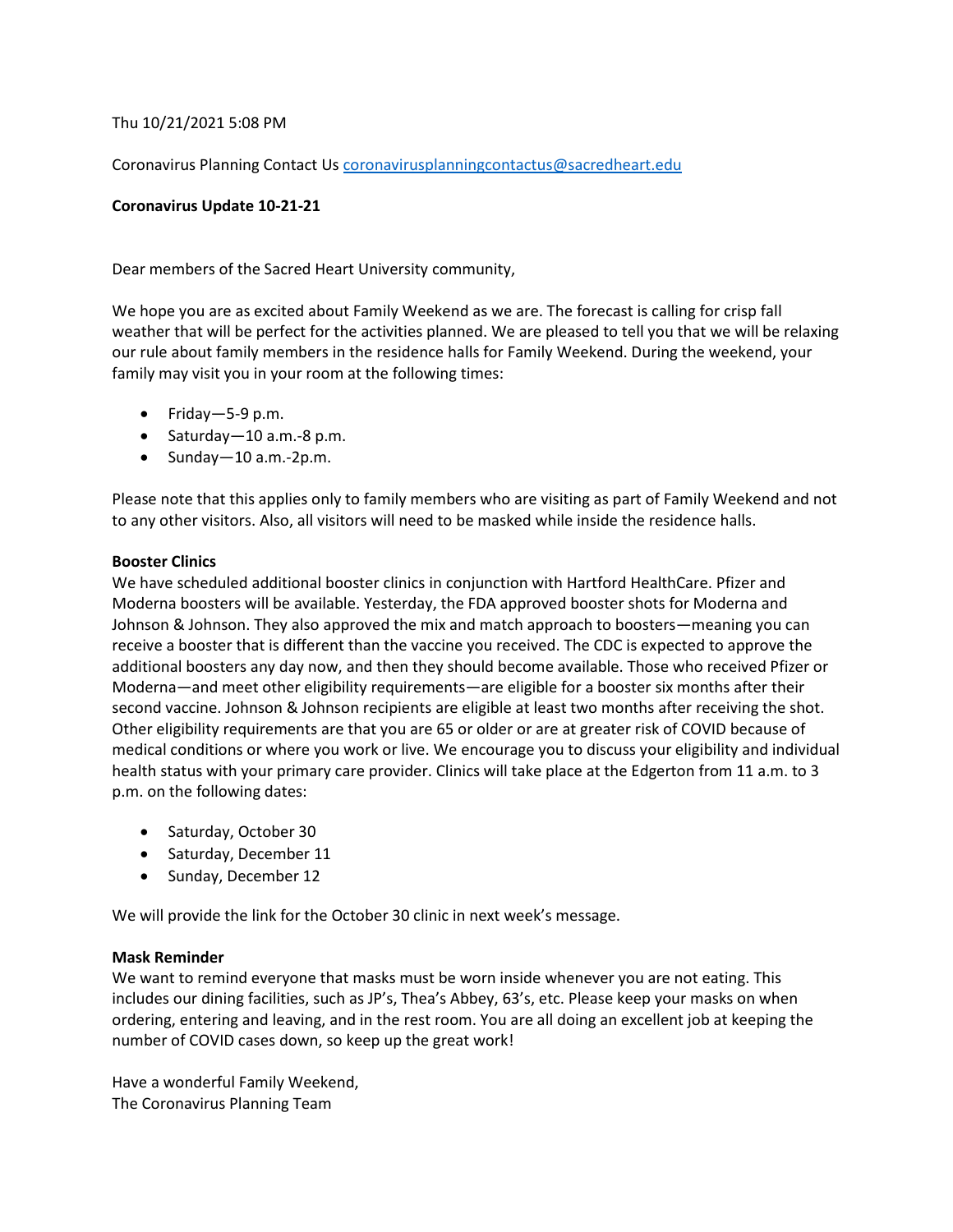Thu 10/21/2021 5:08 PM

Coronavirus Planning Contact Us [coronavirusplanningcontactus@sacredheart.edu](mailto:coronavirusplanningcontactus@sacredheart.edu)

**Coronavirus Update 10-21-21**

Dear members of the Sacred Heart University community,

We hope you are as excited about Family Weekend as we are. The forecast is calling for crisp fall weather that will be perfect for the activities planned. We are pleased to tell you that we will be relaxing our rule about family members in the residence halls for Family Weekend. During the weekend, your family may visit you in your room at the following times:

- Friday—5-9 p.m.
- Saturday—10 a.m.-8 p.m.
- Sunday—10 a.m.-2p.m.

Please note that this applies only to family members who are visiting as part of Family Weekend and not to any other visitors. Also, all visitors will need to be masked while inside the residence halls.

**Booster Clinics**

We have scheduled additional booster clinics in conjunction with Hartford HealthCare. Pfizer and Moderna boosters will be available. Yesterday, the FDA approved booster shots for Moderna and Johnson & Johnson. They also approved the mix and match approach to boosters—meaning you can receive a booster that is different than the vaccine you received. The CDC is expected to approve the additional boosters any day now, and then they should become available. Those who received Pfizer or Moderna—and meet other eligibility requirements—are eligible for a booster six months after their second vaccine. Johnson & Johnson recipients are eligible at least two months after receiving the shot. Other eligibility requirements are that you are 65 or older or are at greater risk of COVID because of medical conditions or where you work or live. We encourage you to discuss your eligibility and individual health status with your primary care provider. Clinics will take place at the Edgerton from 11 a.m. to 3 p.m. on the following dates:

- Saturday, October 30
- Saturday, December 11
- Sunday, December 12

We will provide the link for the October 30 clinic in next week's message.

**Mask Reminder**

We want to remind everyone that masks must be worn inside whenever you are not eating. This includes our dining facilities, such as JP's, Thea's Abbey, 63's, etc. Please keep your masks on when ordering, entering and leaving, and in the rest room. You are all doing an excellent job at keeping the number of COVID cases down, so keep up the great work!

Have a wonderful Family Weekend,
The Coronavirus Planning Team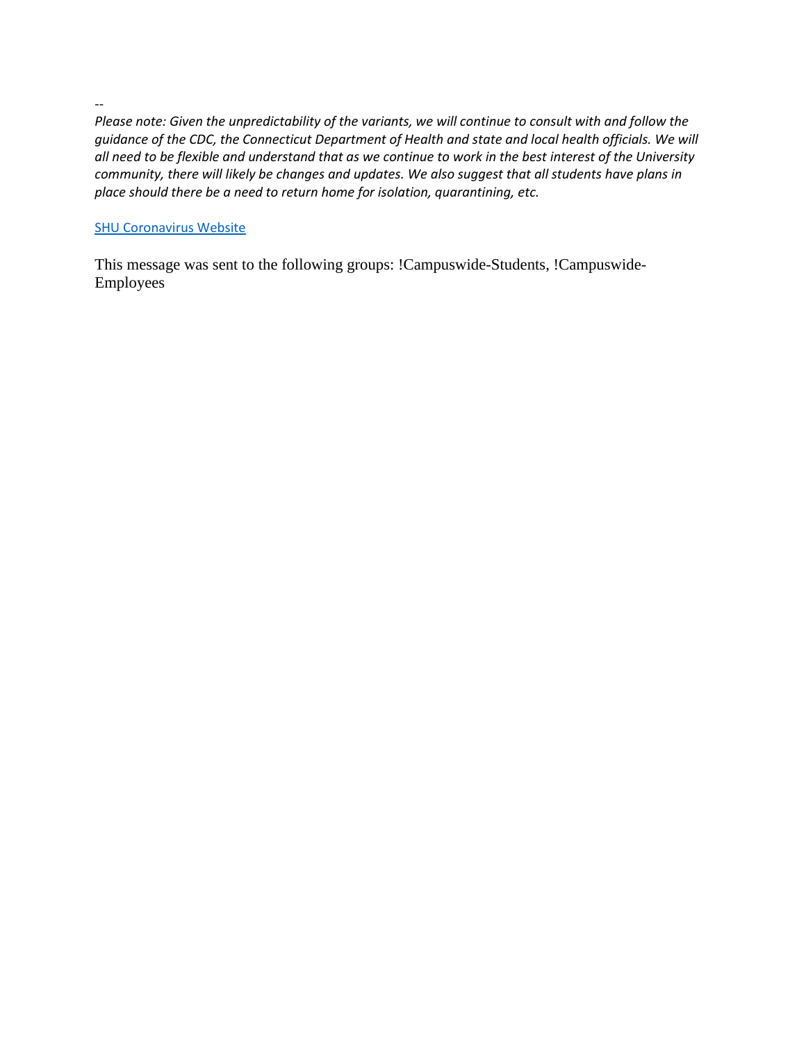--

*Please note: Given the unpredictability of the variants, we will continue to consult with and follow the guidance of the CDC, the Connecticut Department of Health and state and local health officials. We will all need to be flexible and understand that as we continue to work in the best interest of the University community, there will likely be changes and updates. We also suggest that all students have plans in place should there be a need to return home for isolation, quarantining, etc.*

SHU Coronavirus Website

This message was sent to the following groups: !Campuswide-Students, !Campuswide-Employees